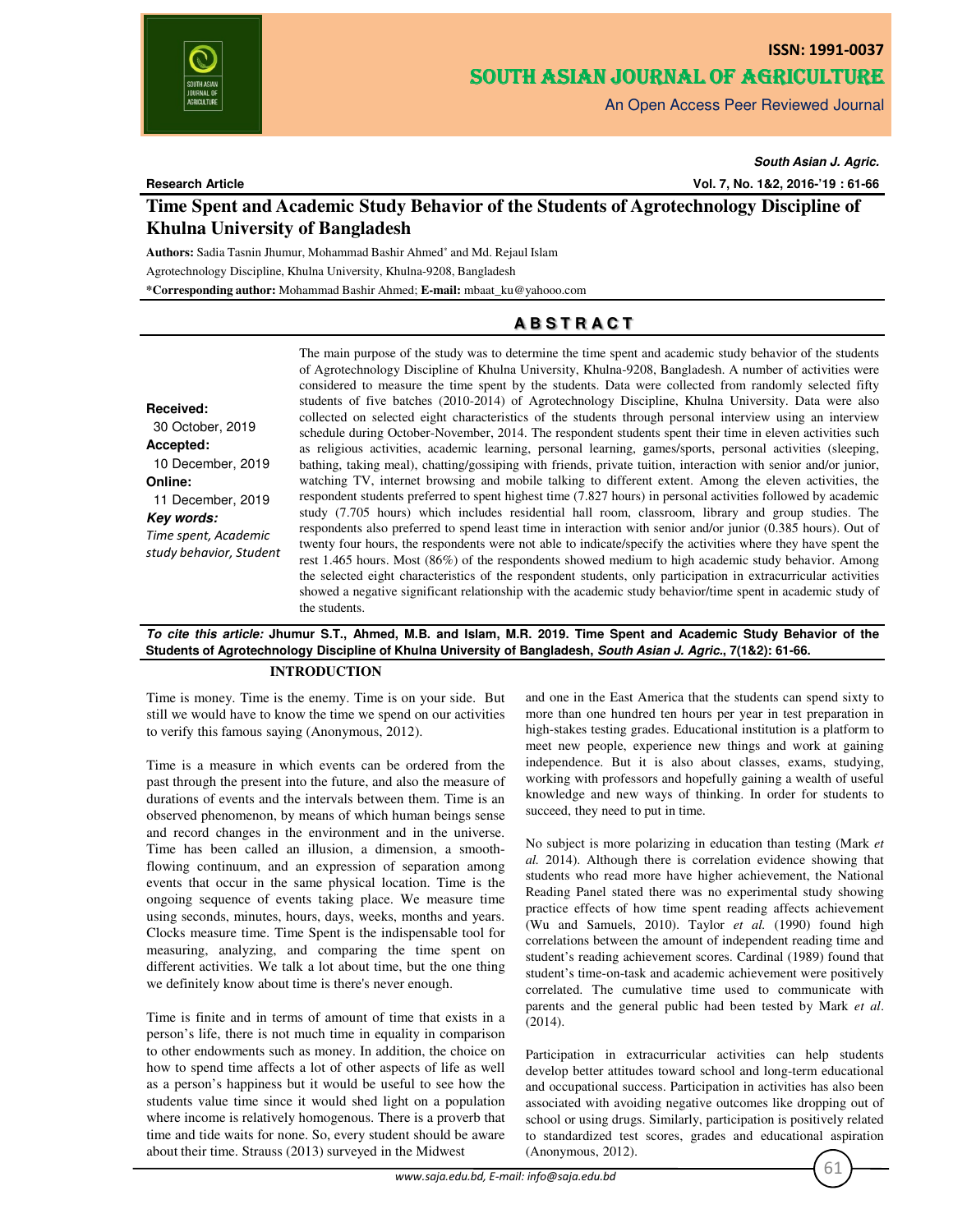ISSN: 1991-0037

# SOUTH ASIAN JOURNAL OF AGRICULTURE

An Open Access Peer Reviewed Journal

**Research Article**

# Time Spent and Academic Study Behavior of the Students of Agrotechnology Discipline of Khulna University of Bangladesh

**Authors:** Sadia Tasnin Jhumur, Mohammad Bashir Ahmed* and Md. Rejaul Islam

Agrotechnology Discipline, Khulna University, Khulna-9208, Bangladesh

***Corresponding author:** Mohammad Bashir Ahmed; **E-mail:** mbaat_ku@yahooo.com

## ABSTRACT

**Received:** 30 October, 2019

**Accepted:** 10 December, 2019

**Online:** 11 December, 2019

***Key words:*** *Time spent, Academic study behavior, Student*

The main purpose of the study was to determine the time spent and academic study behavior of the students of Agrotechnology Discipline of Khulna University, Khulna-9208, Bangladesh. A number of activities were considered to measure the time spent by the students. Data were collected from randomly selected fifty students of five batches (2010-2014) of Agrotechnology Discipline, Khulna University. Data were also collected on selected eight characteristics of the students through personal interview using an interview schedule during October-November, 2014. The respondent students spent their time in eleven activities such as religious activities, academic learning, personal learning, games/sports, personal activities (sleeping, bathing, taking meal), chatting/gossiping with friends, private tuition, interaction with senior and/or junior, watching TV, internet browsing and mobile talking to different extent. Among the eleven activities, the respondent students preferred to spent highest time (7.827 hours) in personal activities followed by academic study (7.705 hours) which includes residential hall room, classroom, library and group studies. The respondents also preferred to spend least time in interaction with senior and/or junior (0.385 hours). Out of twenty four hours, the respondents were not able to indicate/specify the activities where they have spent the rest 1.465 hours. Most (86%) of the respondents showed medium to high academic study behavior. Among the selected eight characteristics of the respondent students, only participation in extracurricular activities showed a negative significant relationship with the academic study behavior/time spent in academic study of the students.

***To cite this article:*** **Jhumur S.T., Ahmed, M.B. and Islam, M.R. 2019. Time Spent and Academic Study Behavior of the Students of Agrotechnology Discipline of Khulna University of Bangladesh, *South Asian J. Agric.*, 7(1&2): 61-66.**

## INTRODUCTION

Time is money. Time is the enemy. Time is on your side. But still we would have to know the time we spend on our activities to verify this famous saying (Anonymous, 2012).

Time is a measure in which events can be ordered from the past through the present into the future, and also the measure of durations of events and the intervals between them. Time is an observed phenomenon, by means of which human beings sense and record changes in the environment and in the universe. Time has been called an illusion, a dimension, a smooth-flowing continuum, and an expression of separation among events that occur in the same physical location. Time is the ongoing sequence of events taking place. We measure time using seconds, minutes, hours, days, weeks, months and years. Clocks measure time. Time Spent is the indispensable tool for measuring, analyzing, and comparing the time spent on different activities. We talk a lot about time, but the one thing we definitely know about time is there's never enough.

Time is finite and in terms of amount of time that exists in a person's life, there is not much time in equality in comparison to other endowments such as money. In addition, the choice on how to spend time affects a lot of other aspects of life as well as a person's happiness but it would be useful to see how the students value time since it would shed light on a population where income is relatively homogenous. There is a proverb that time and tide waits for none. So, every student should be aware about their time. Strauss (2013) surveyed in the Midwest and one in the East America that the students can spend sixty to more than one hundred ten hours per year in test preparation in high-stakes testing grades. Educational institution is a platform to meet new people, experience new things and work at gaining independence. But it is also about classes, exams, studying, working with professors and hopefully gaining a wealth of useful knowledge and new ways of thinking. In order for students to succeed, they need to put in time.

No subject is more polarizing in education than testing (Mark *et al.* 2014). Although there is correlation evidence showing that students who read more have higher achievement, the National Reading Panel stated there was no experimental study showing practice effects of how time spent reading affects achievement (Wu and Samuels, 2010). Taylor *et al.* (1990) found high correlations between the amount of independent reading time and student's reading achievement scores. Cardinal (1989) found that student's time-on-task and academic achievement were positively correlated. The cumulative time used to communicate with parents and the general public had been tested by Mark *et al*. (2014).

Participation in extracurricular activities can help students develop better attitudes toward school and long-term educational and occupational success. Participation in activities has also been associated with avoiding negative outcomes like dropping out of school or using drugs. Similarly, participation is positively related to standardized test scores, grades and educational aspiration (Anonymous, 2012).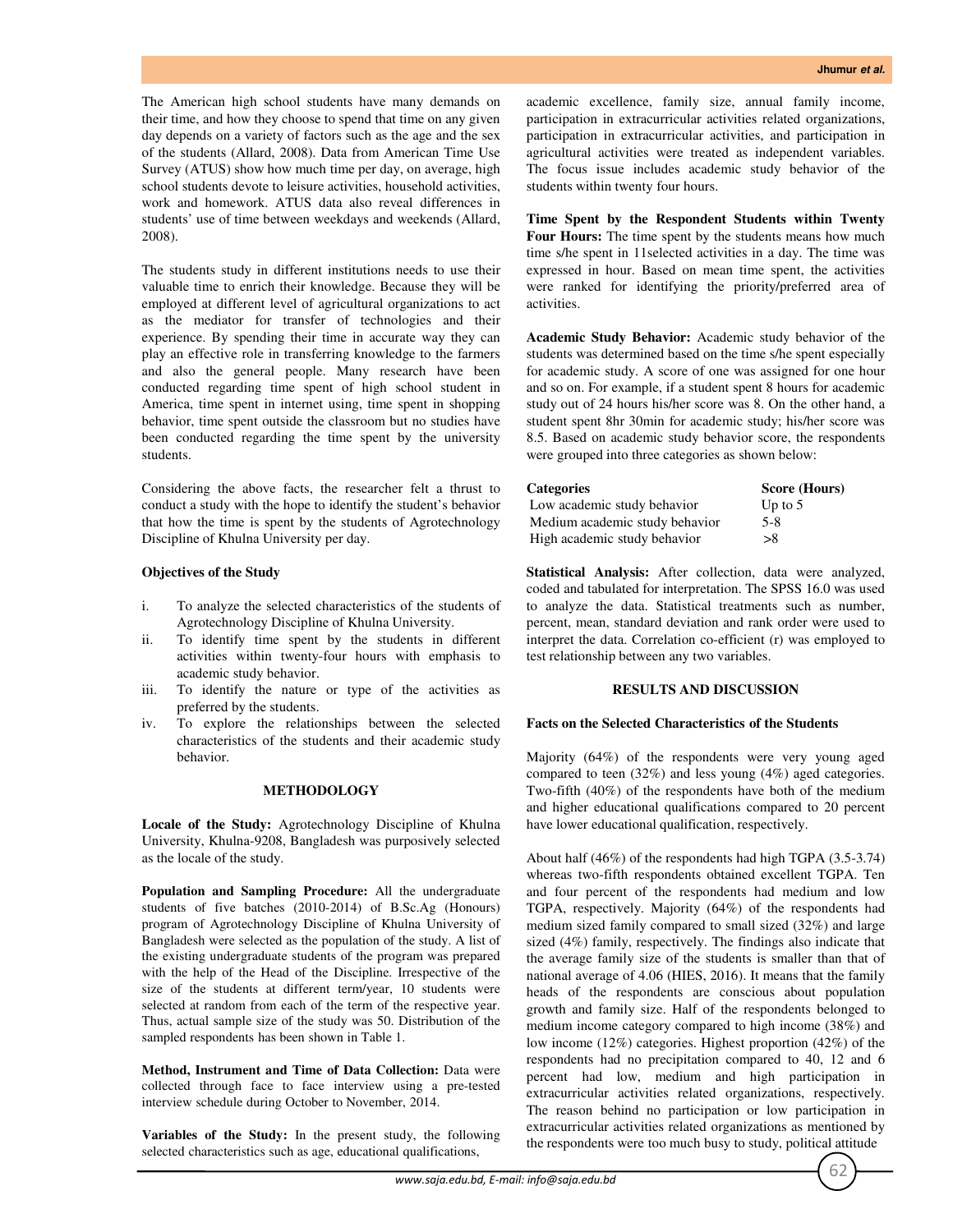The American high school students have many demands on their time, and how they choose to spend that time on any given day depends on a variety of factors such as the age and the sex of the students (Allard, 2008). Data from American Time Use Survey (ATUS) show how much time per day, on average, high school students devote to leisure activities, household activities, work and homework. ATUS data also reveal differences in students' use of time between weekdays and weekends (Allard, 2008).

The students study in different institutions needs to use their valuable time to enrich their knowledge. Because they will be employed at different level of agricultural organizations to act as the mediator for transfer of technologies and their experience. By spending their time in accurate way they can play an effective role in transferring knowledge to the farmers and also the general people. Many research have been conducted regarding time spent of high school student in America, time spent in internet using, time spent in shopping behavior, time spent outside the classroom but no studies have been conducted regarding the time spent by the university students.

Considering the above facts, the researcher felt a thrust to conduct a study with the hope to identify the student's behavior that how the time is spent by the students of Agrotechnology Discipline of Khulna University per day.

### Objectives of the Study

i. To analyze the selected characteristics of the students of Agrotechnology Discipline of Khulna University.
ii. To identify time spent by the students in different activities within twenty-four hours with emphasis to academic study behavior.
iii. To identify the nature or type of the activities as preferred by the students.
iv. To explore the relationships between the selected characteristics of the students and their academic study behavior.

## METHODOLOGY

**Locale of the Study:** Agrotechnology Discipline of Khulna University, Khulna-9208, Bangladesh was purposively selected as the locale of the study.

**Population and Sampling Procedure:** All the undergraduate students of five batches (2010-2014) of B.Sc.Ag (Honours) program of Agrotechnology Discipline of Khulna University of Bangladesh were selected as the population of the study. A list of the existing undergraduate students of the program was prepared with the help of the Head of the Discipline. Irrespective of the size of the students at different term/year, 10 students were selected at random from each of the term of the respective year. Thus, actual sample size of the study was 50. Distribution of the sampled respondents has been shown in Table 1.

**Method, Instrument and Time of Data Collection:** Data were collected through face to face interview using a pre-tested interview schedule during October to November, 2014.

**Variables of the Study:** In the present study, the following selected characteristics such as age, educational qualifications, academic excellence, family size, annual family income, participation in extracurricular activities related organizations, participation in extracurricular activities, and participation in agricultural activities were treated as independent variables. The focus issue includes academic study behavior of the students within twenty four hours.

**Time Spent by the Respondent Students within Twenty Four Hours:** The time spent by the students means how much time s/he spent in 11selected activities in a day. The time was expressed in hour. Based on mean time spent, the activities were ranked for identifying the priority/preferred area of activities.

**Academic Study Behavior:** Academic study behavior of the students was determined based on the time s/he spent especially for academic study. A score of one was assigned for one hour and so on. For example, if a student spent 8 hours for academic study out of 24 hours his/her score was 8. On the other hand, a student spent 8hr 30min for academic study; his/her score was 8.5. Based on academic study behavior score, the respondents were grouped into three categories as shown below:

| Categories | Score (Hours) |
|---|---|
| Low academic study behavior | Up to 5 |
| Medium academic study behavior | 5-8 |
| High academic study behavior | >8 |

**Statistical Analysis:** After collection, data were analyzed, coded and tabulated for interpretation. The SPSS 16.0 was used to analyze the data. Statistical treatments such as number, percent, mean, standard deviation and rank order were used to interpret the data. Correlation co-efficient (r) was employed to test relationship between any two variables.

## RESULTS AND DISCUSSION

### Facts on the Selected Characteristics of the Students

Majority (64%) of the respondents were very young aged compared to teen (32%) and less young (4%) aged categories. Two-fifth (40%) of the respondents have both of the medium and higher educational qualifications compared to 20 percent have lower educational qualification, respectively.

About half (46%) of the respondents had high TGPA (3.5-3.74) whereas two-fifth respondents obtained excellent TGPA. Ten and four percent of the respondents had medium and low TGPA, respectively. Majority (64%) of the respondents had medium sized family compared to small sized (32%) and large sized (4%) family, respectively. The findings also indicate that the average family size of the students is smaller than that of national average of 4.06 (HIES, 2016). It means that the family heads of the respondents are conscious about population growth and family size. Half of the respondents belonged to medium income category compared to high income (38%) and low income (12%) categories. Highest proportion (42%) of the respondents had no precipitation compared to 40, 12 and 6 percent had low, medium and high participation in extracurricular activities related organizations, respectively. The reason behind no participation or low participation in extracurricular activities related organizations as mentioned by the respondents were too much busy to study, political attitude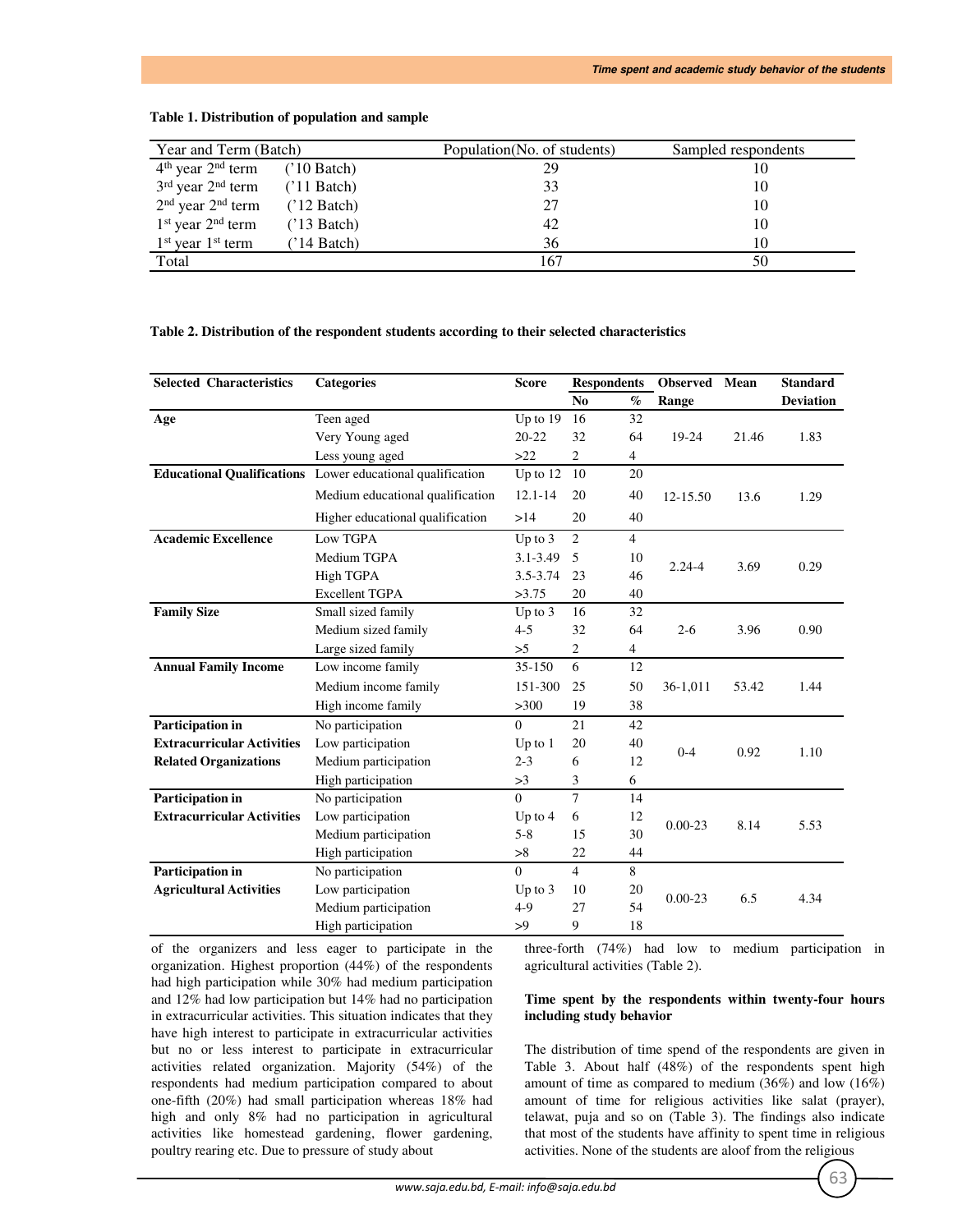**Table 1. Distribution of population and sample**

| Year and Term (Batch) | Population(No. of students) | Sampled respondents |
|---|---|---|
| 4th year 2nd term ('10 Batch) | 29 | 10 |
| 3rd year 2nd term ('11 Batch) | 33 | 10 |
| 2nd year 2nd term ('12 Batch) | 27 | 10 |
| 1st year 2nd term ('13 Batch) | 42 | 10 |
| 1st year 1st term ('14 Batch) | 36 | 10 |
| Total | 167 | 50 |

**Table 2. Distribution of the respondent students according to their selected characteristics**

| Selected Characteristics | Categories | Score | Respondents | | Observed Range | Mean | Standard Deviation |
|---|---|---|---|---|---|---|---|
| | | | No | % | | | |
| **Age** | Teen aged | Up to 19 | 16 | 32 | 19-24 | 21.46 | 1.83 |
| | Very Young aged | 20-22 | 32 | 64 | | | |
| | Less young aged | >22 | 2 | 4 | | | |
| **Educational Qualifications** | Lower educational qualification | Up to 12 | 10 | 20 | 12-15.50 | 13.6 | 1.29 |
| | Medium educational qualification | 12.1-14 | 20 | 40 | | | |
| | Higher educational qualification | >14 | 20 | 40 | | | |
| **Academic Excellence** | Low TGPA | Up to 3 | 2 | 4 | 2.24-4 | 3.69 | 0.29 |
| | Medium TGPA | 3.1-3.49 | 5 | 10 | | | |
| | High TGPA | 3.5-3.74 | 23 | 46 | | | |
| | Excellent TGPA | >3.75 | 20 | 40 | | | |
| **Family Size** | Small sized family | Up to 3 | 16 | 32 | 2-6 | 3.96 | 0.90 |
| | Medium sized family | 4-5 | 32 | 64 | | | |
| | Large sized family | >5 | 2 | 4 | | | |
| **Annual Family Income** | Low income family | 35-150 | 6 | 12 | 36-1,011 | 53.42 | 1.44 |
| | Medium income family | 151-300 | 25 | 50 | | | |
| | High income family | >300 | 19 | 38 | | | |
| **Participation in Extracurricular Activities Related Organizations** | No participation | 0 | 21 | 42 | 0-4 | 0.92 | 1.10 |
| | Low participation | Up to 1 | 20 | 40 | | | |
| | Medium participation | 2-3 | 6 | 12 | | | |
| | High participation | >3 | 3 | 6 | | | |
| **Participation in Extracurricular Activities** | No participation | 0 | 7 | 14 | 0.00-23 | 8.14 | 5.53 |
| | Low participation | Up to 4 | 6 | 12 | | | |
| | Medium participation | 5-8 | 15 | 30 | | | |
| | High participation | >8 | 22 | 44 | | | |
| **Participation in Agricultural Activities** | No participation | 0 | 4 | 8 | 0.00-23 | 6.5 | 4.34 |
| | Low participation | Up to 3 | 10 | 20 | | | |
| | Medium participation | 4-9 | 27 | 54 | | | |
| | High participation | >9 | 9 | 18 | | | |

of the organizers and less eager to participate in the organization. Highest proportion (44%) of the respondents had high participation while 30% had medium participation and 12% had low participation but 14% had no participation in extracurricular activities. This situation indicates that they have high interest to participate in extracurricular activities but no or less interest to participate in extracurricular activities related organization. Majority (54%) of the respondents had medium participation compared to about one-fifth (20%) had small participation whereas 18% had high and only 8% had no participation in agricultural activities like homestead gardening, flower gardening, poultry rearing etc. Due to pressure of study about three-forth (74%) had low to medium participation in agricultural activities (Table 2).

**Time spent by the respondents within twenty-four hours including study behavior**

The distribution of time spend of the respondents are given in Table 3. About half (48%) of the respondents spent high amount of time as compared to medium (36%) and low (16%) amount of time for religious activities like salat (prayer), telawat, puja and so on (Table 3). The findings also indicate that most of the students have affinity to spent time in religious activities. None of the students are aloof from the religious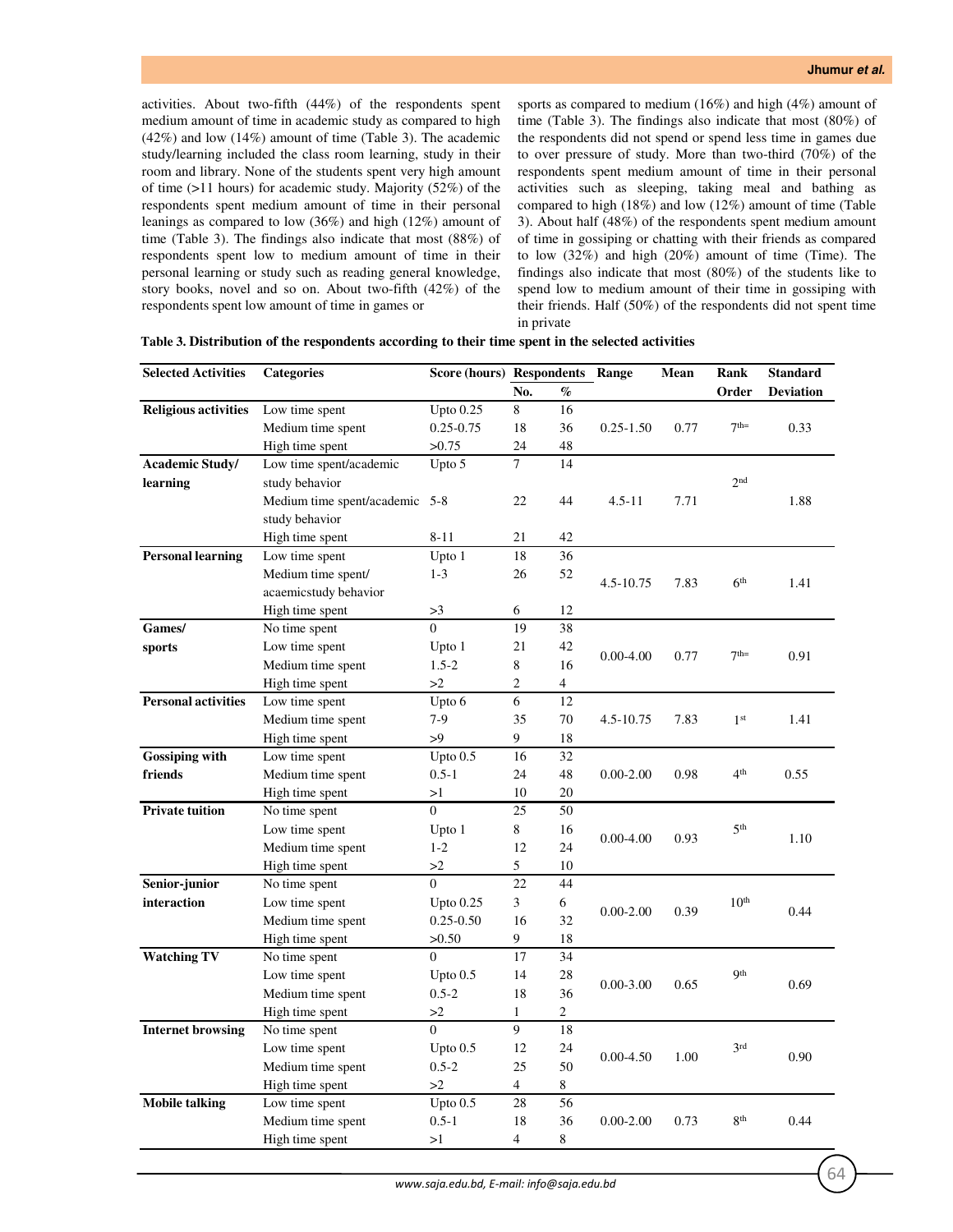activities. About two-fifth (44%) of the respondents spent medium amount of time in academic study as compared to high (42%) and low (14%) amount of time (Table 3). The academic study/learning included the class room learning, study in their room and library. None of the students spent very high amount of time (>11 hours) for academic study. Majority (52%) of the respondents spent medium amount of time in their personal leanings as compared to low (36%) and high (12%) amount of time (Table 3). The findings also indicate that most (88%) of respondents spent low to medium amount of time in their personal learning or study such as reading general knowledge, story books, novel and so on. About two-fifth (42%) of the respondents spent low amount of time in games or sports as compared to medium (16%) and high (4%) amount of time (Table 3). The findings also indicate that most (80%) of the respondents did not spend or spend less time in games due to over pressure of study. More than two-third (70%) of the respondents spent medium amount of time in their personal activities such as sleeping, taking meal and bathing as compared to high (18%) and low (12%) amount of time (Table 3). About half (48%) of the respondents spent medium amount of time in gossiping or chatting with their friends as compared to low (32%) and high (20%) amount of time (Time). The findings also indicate that most (80%) of the students like to spend low to medium amount of their time in gossiping with their friends. Half (50%) of the respondents did not spent time in private

**Table 3. Distribution of the respondents according to their time spent in the selected activities**

| Selected Activities | Categories | Score (hours) | Respondents No. | Respondents % | Range | Mean | Rank Order | Standard Deviation |
|---|---|---|---|---|---|---|---|---|
| **Religious activities** | Low time spent | Upto 0.25 | 8 | 16 | 0.25-1.50 | 0.77 | 7th= | 0.33 |
| | Medium time spent | 0.25-0.75 | 18 | 36 | | | | |
| | High time spent | >0.75 | 24 | 48 | | | | |
| **Academic Study/ learning** | Low time spent/academic study behavior | Upto 5 | 7 | 14 | 4.5-11 | 7.71 | 2nd | 1.88 |
| | Medium time spent/academic study behavior | 5-8 | 22 | 44 | | | | |
| | High time spent | 8-11 | 21 | 42 | | | | |
| **Personal learning** | Low time spent | Upto 1 | 18 | 36 | 4.5-10.75 | 7.83 | 6th | 1.41 |
| | Medium time spent/ acaemicstudy behavior | 1-3 | 26 | 52 | | | | |
| | High time spent | >3 | 6 | 12 | | | | |
| **Games/ sports** | No time spent | 0 | 19 | 38 | 0.00-4.00 | 0.77 | 7th= | 0.91 |
| | Low time spent | Upto 1 | 21 | 42 | | | | |
| | Medium time spent | 1.5-2 | 8 | 16 | | | | |
| | High time spent | >2 | 2 | 4 | | | | |
| **Personal activities** | Low time spent | Upto 6 | 6 | 12 | 4.5-10.75 | 7.83 | 1st | 1.41 |
| | Medium time spent | 7-9 | 35 | 70 | | | | |
| | High time spent | >9 | 9 | 18 | | | | |
| **Gossiping with friends** | Low time spent | Upto 0.5 | 16 | 32 | 0.00-2.00 | 0.98 | 4th | 0.55 |
| | Medium time spent | 0.5-1 | 24 | 48 | | | | |
| | High time spent | >1 | 10 | 20 | | | | |
| **Private tuition** | No time spent | 0 | 25 | 50 | 0.00-4.00 | 0.93 | 5th | 1.10 |
| | Low time spent | Upto 1 | 8 | 16 | | | | |
| | Medium time spent | 1-2 | 12 | 24 | | | | |
| | High time spent | >2 | 5 | 10 | | | | |
| **Senior-junior interaction** | No time spent | 0 | 22 | 44 | 0.00-2.00 | 0.39 | 10th | 0.44 |
| | Low time spent | Upto 0.25 | 3 | 6 | | | | |
| | Medium time spent | 0.25-0.50 | 16 | 32 | | | | |
| | High time spent | >0.50 | 9 | 18 | | | | |
| **Watching TV** | No time spent | 0 | 17 | 34 | 0.00-3.00 | 0.65 | 9th | 0.69 |
| | Low time spent | Upto 0.5 | 14 | 28 | | | | |
| | Medium time spent | 0.5-2 | 18 | 36 | | | | |
| | High time spent | >2 | 1 | 2 | | | | |
| **Internet browsing** | No time spent | 0 | 9 | 18 | 0.00-4.50 | 1.00 | 3rd | 0.90 |
| | Low time spent | Upto 0.5 | 12 | 24 | | | | |
| | Medium time spent | 0.5-2 | 25 | 50 | | | | |
| | High time spent | >2 | 4 | 8 | | | | |
| **Mobile talking** | Low time spent | Upto 0.5 | 28 | 56 | 0.00-2.00 | 0.73 | 8th | 0.44 |
| | Medium time spent | 0.5-1 | 18 | 36 | | | | |
| | High time spent | >1 | 4 | 8 | | | | |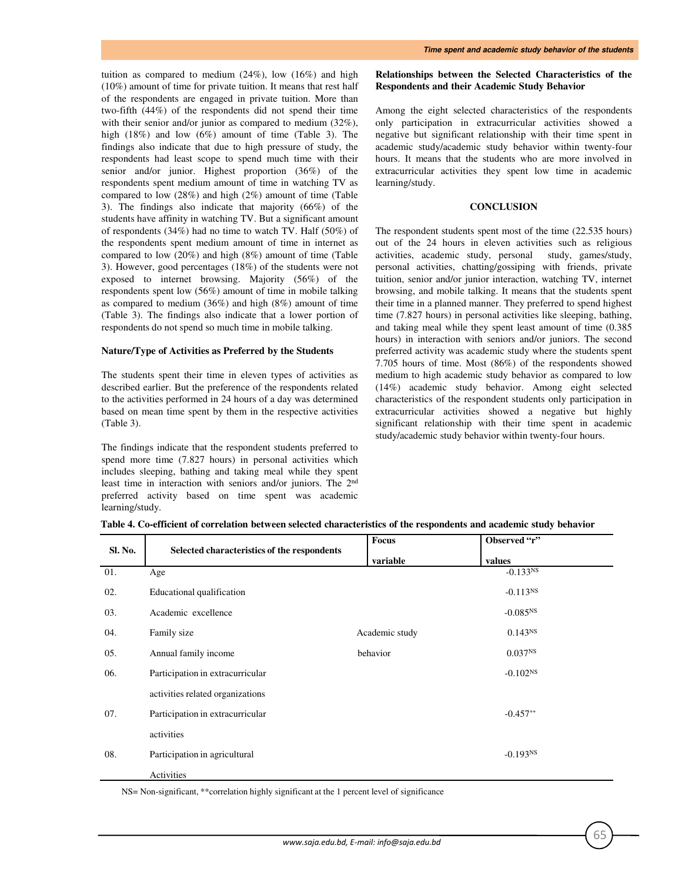tuition as compared to medium (24%), low (16%) and high (10%) amount of time for private tuition. It means that rest half of the respondents are engaged in private tuition. More than two-fifth (44%) of the respondents did not spend their time with their senior and/or junior as compared to medium (32%), high (18%) and low (6%) amount of time (Table 3). The findings also indicate that due to high pressure of study, the respondents had least scope to spend much time with their senior and/or junior. Highest proportion (36%) of the respondents spent medium amount of time in watching TV as compared to low (28%) and high (2%) amount of time (Table 3). The findings also indicate that majority (66%) of the students have affinity in watching TV. But a significant amount of respondents (34%) had no time to watch TV. Half (50%) of the respondents spent medium amount of time in internet as compared to low (20%) and high (8%) amount of time (Table 3). However, good percentages (18%) of the students were not exposed to internet browsing. Majority (56%) of the respondents spent low (56%) amount of time in mobile talking as compared to medium (36%) and high (8%) amount of time (Table 3). The findings also indicate that a lower portion of respondents do not spend so much time in mobile talking.

**Nature/Type of Activities as Preferred by the Students**

The students spent their time in eleven types of activities as described earlier. But the preference of the respondents related to the activities performed in 24 hours of a day was determined based on mean time spent by them in the respective activities (Table 3).

The findings indicate that the respondent students preferred to spend more time (7.827 hours) in personal activities which includes sleeping, bathing and taking meal while they spent least time in interaction with seniors and/or juniors. The 2nd preferred activity based on time spent was academic learning/study.

**Relationships between the Selected Characteristics of the Respondents and their Academic Study Behavior**

Among the eight selected characteristics of the respondents only participation in extracurricular activities showed a negative but significant relationship with their time spent in academic study/academic study behavior within twenty-four hours. It means that the students who are more involved in extracurricular activities they spent low time in academic learning/study.

## CONCLUSION

The respondent students spent most of the time (22.535 hours) out of the 24 hours in eleven activities such as religious activities, academic study, personal study, games/study, personal activities, chatting/gossiping with friends, private tuition, senior and/or junior interaction, watching TV, internet browsing, and mobile talking. It means that the students spent their time in a planned manner. They preferred to spend highest time (7.827 hours) in personal activities like sleeping, bathing, and taking meal while they spent least amount of time (0.385 hours) in interaction with seniors and/or juniors. The second preferred activity was academic study where the students spent 7.705 hours of time. Most (86%) of the respondents showed medium to high academic study behavior as compared to low (14%) academic study behavior. Among eight selected characteristics of the respondent students only participation in extracurricular activities showed a negative but highly significant relationship with their time spent in academic study/academic study behavior within twenty-four hours.

**Table 4. Co-efficient of correlation between selected characteristics of the respondents and academic study behavior**

| Sl. No. | Selected characteristics of the respondents | Focus variable | Observed "r" values |
|---|---|---|---|
| 01. | Age | Academic study behavior | $-0.133^{NS}$ |
| 02. | Educational qualification | | $-0.113^{NS}$ |
| 03. | Academic excellence | | $-0.085^{NS}$ |
| 04. | Family size | | $0.143^{NS}$ |
| 05. | Annual family income | | $0.037^{NS}$ |
| 06. | Participation in extracurricular activities related organizations | | $-0.102^{NS}$ |
| 07. | Participation in extracurricular activities | | $-0.457^{**}$ |
| 08. | Participation in agricultural Activities | | $-0.193^{NS}$ |

NS= Non-significant, **correlation highly significant at the 1 percent level of significance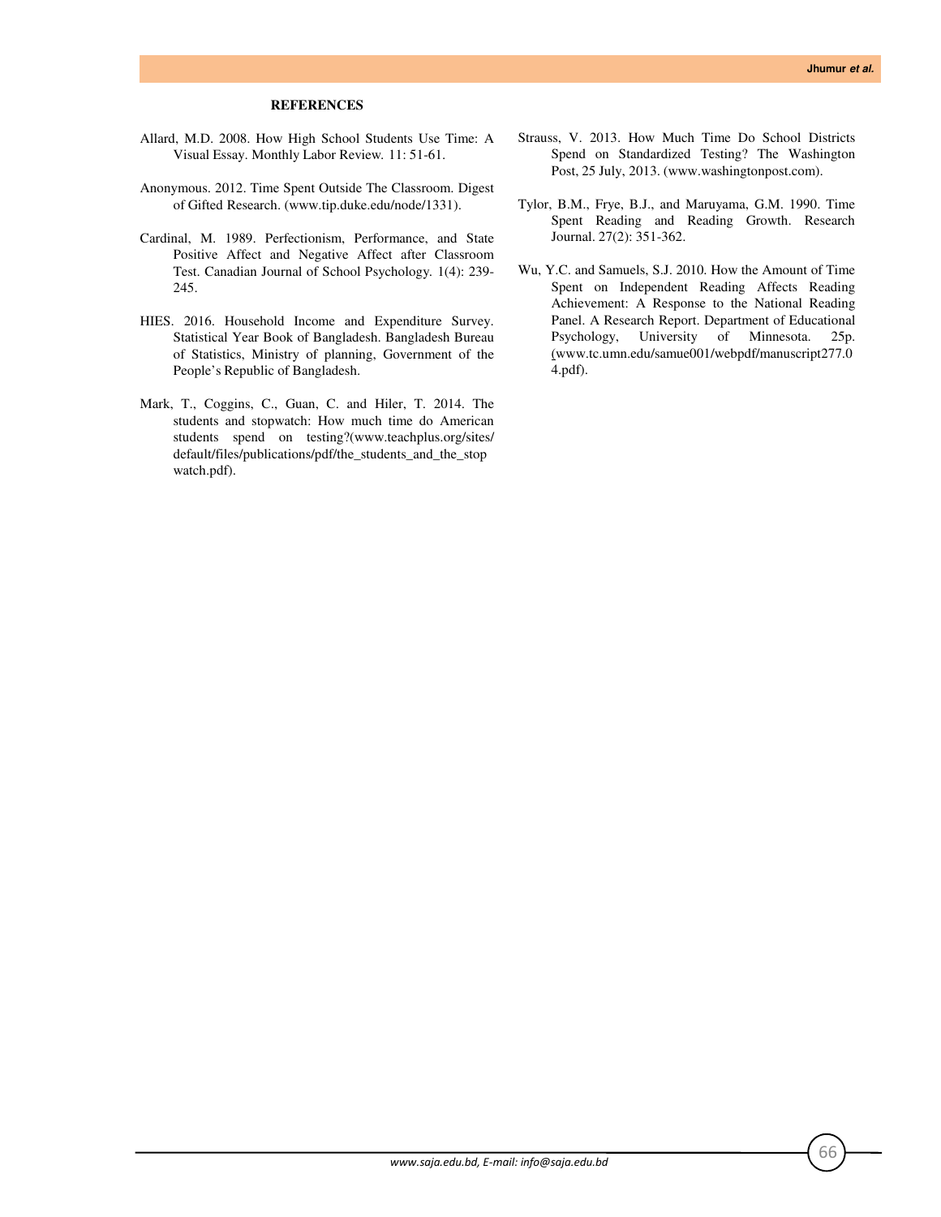## REFERENCES

Allard, M.D. 2008. How High School Students Use Time: A Visual Essay. Monthly Labor Review. 11: 51-61.

Anonymous. 2012. Time Spent Outside The Classroom. Digest of Gifted Research. (www.tip.duke.edu/node/1331).

Cardinal, M. 1989. Perfectionism, Performance, and State Positive Affect and Negative Affect after Classroom Test. Canadian Journal of School Psychology. 1(4): 239-245.

HIES. 2016. Household Income and Expenditure Survey. Statistical Year Book of Bangladesh. Bangladesh Bureau of Statistics, Ministry of planning, Government of the People's Republic of Bangladesh.

Mark, T., Coggins, C., Guan, C. and Hiler, T. 2014. The students and stopwatch: How much time do American students spend on testing?(www.teachplus.org/sites/default/files/publications/pdf/the_students_and_the_stopwatch.pdf).

Strauss, V. 2013. How Much Time Do School Districts Spend on Standardized Testing? The Washington Post, 25 July, 2013. (www.washingtonpost.com).

Tylor, B.M., Frye, B.J., and Maruyama, G.M. 1990. Time Spent Reading and Reading Growth. Research Journal. 27(2): 351-362.

Wu, Y.C. and Samuels, S.J. 2010. How the Amount of Time Spent on Independent Reading Affects Reading Achievement: A Response to the National Reading Panel. A Research Report. Department of Educational Psychology, University of Minnesota. 25p. (www.tc.umn.edu/samue001/webpdf/manuscript277.04.pdf).